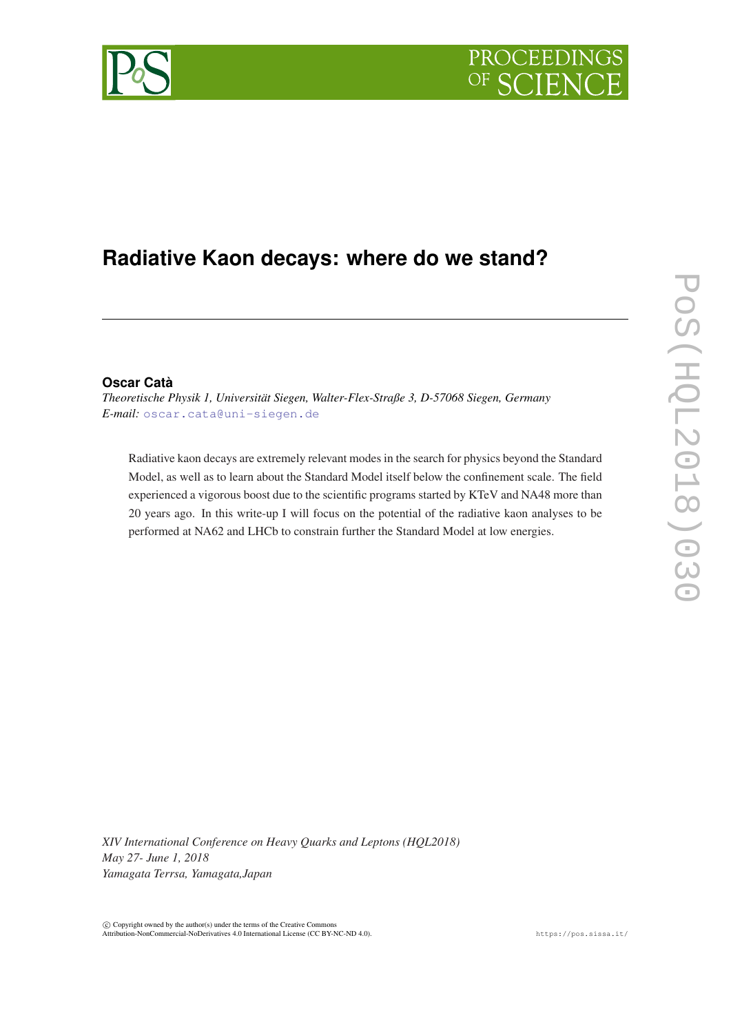# Radiative Kaon decays: where do we stand?

**Oscar Catà**

*Theoretische Physik 1, Universität Siegen, Walter-Flex-Straße 3, D-57068 Siegen, Germany*
*E-mail:* oscar.cata@uni-siegen.de

Radiative kaon decays are extremely relevant modes in the search for physics beyond the Standard Model, as well as to learn about the Standard Model itself below the confinement scale. The field experienced a vigorous boost due to the scientific programs started by KTeV and NA48 more than 20 years ago. In this write-up I will focus on the potential of the radiative kaon analyses to be performed at NA62 and LHCb to constrain further the Standard Model at low energies.

*XIV International Conference on Heavy Quarks and Leptons (HQL2018)*
*May 27- June 1, 2018*
*Yamagata Terrsa, Yamagata,Japan*

© Copyright owned by the author(s) under the terms of the Creative Commons Attribution-NonCommercial-NoDerivatives 4.0 International License (CC BY-NC-ND 4.0).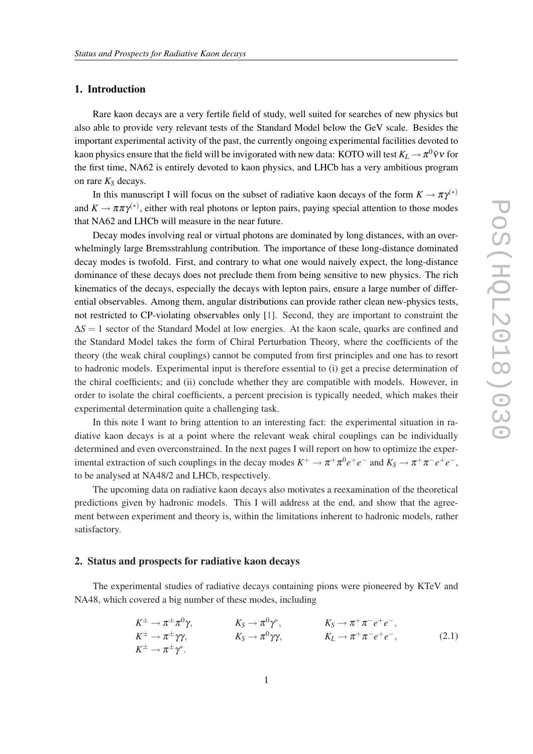## 1. Introduction

Rare kaon decays are a very fertile field of study, well suited for searches of new physics but also able to provide very relevant tests of the Standard Model below the GeV scale. Besides the important experimental activity of the past, the currently ongoing experimental facilities devoted to kaon physics ensure that the field will be invigorated with new data: KOTO will test $K_L \to \pi^0 \bar{\nu}\nu$ for the first time, NA62 is entirely devoted to kaon physics, and LHCb has a very ambitious program on rare $K_S$ decays.

In this manuscript I will focus on the subset of radiative kaon decays of the form $K \to \pi\gamma^{(*)}$ and $K \to \pi\pi\gamma^{(*)}$, either with real photons or lepton pairs, paying special attention to those modes that NA62 and LHCb will measure in the near future.

Decay modes involving real or virtual photons are dominated by long distances, with an overwhelmingly large Bremsstrahlung contribution. The importance of these long-distance dominated decay modes is twofold. First, and contrary to what one would naively expect, the long-distance dominance of these decays does not preclude them from being sensitive to new physics. The rich kinematics of the decays, especially the decays with lepton pairs, ensure a large number of differential observables. Among them, angular distributions can provide rather clean new-physics tests, not restricted to CP-violating observables only [1]. Second, they are important to constraint the $\Delta S = 1$ sector of the Standard Model at low energies. At the kaon scale, quarks are confined and the Standard Model takes the form of Chiral Perturbation Theory, where the coefficients of the theory (the weak chiral couplings) cannot be computed from first principles and one has to resort to hadronic models. Experimental input is therefore essential to (i) get a precise determination of the chiral coefficients; and (ii) conclude whether they are compatible with models. However, in order to isolate the chiral coefficients, a percent precision is typically needed, which makes their experimental determination quite a challenging task.

In this note I want to bring attention to an interesting fact: the experimental situation in radiative kaon decays is at a point where the relevant weak chiral couplings can be individually determined and even overconstrained. In the next pages I will report on how to optimize the experimental extraction of such couplings in the decay modes $K^+ \to \pi^+\pi^0 e^+e^-$ and $K_S \to \pi^+\pi^- e^+e^-$, to be analysed at NA48/2 and LHCb, respectively.

The upcoming data on radiative kaon decays also motivates a reexamination of the theoretical predictions given by hadronic models. This I will address at the end, and show that the agreement between experiment and theory is, within the limitations inherent to hadronic models, rather satisfactory.

## 2. Status and prospects for radiative kaon decays

The experimental studies of radiative decays containing pions were pioneered by KTeV and NA48, which covered a big number of these modes, including

$$\begin{array}{lll}
K^\pm \to \pi^\pm\pi^0\gamma, & K_S \to \pi^0\gamma^*, & K_S \to \pi^+\pi^- e^+e^-, \\
K^\pm \to \pi^\pm\gamma\gamma, & K_S \to \pi^0\gamma\gamma, & K_L \to \pi^+\pi^- e^+e^-, \\
K^\pm \to \pi^\pm\gamma^*. & &
\end{array} \tag{2.1}$$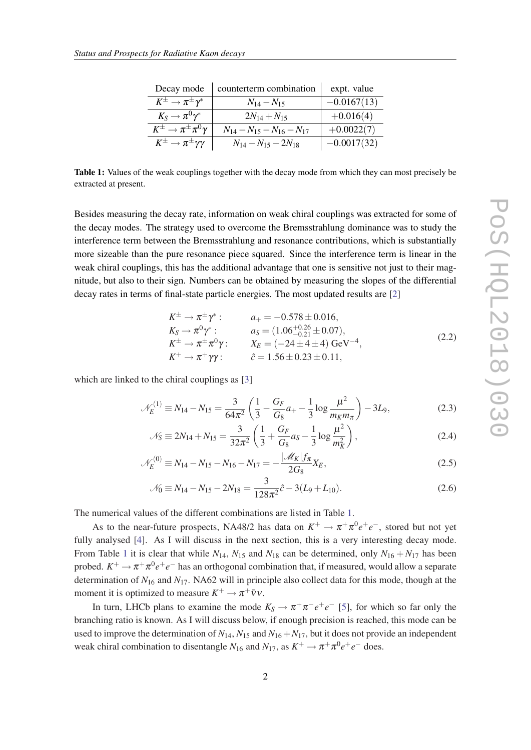| Decay mode | counterterm combination | expt. value |
| --- | --- | --- |
| $K^\pm \to \pi^\pm \gamma^*$ | $N_{14} - N_{15}$ | $-0.0167(13)$ |
| $K_S \to \pi^0 \gamma^*$ | $2N_{14} + N_{15}$ | $+0.016(4)$ |
| $K^\pm \to \pi^\pm \pi^0 \gamma$ | $N_{14} - N_{15} - N_{16} - N_{17}$ | $+0.0022(7)$ |
| $K^\pm \to \pi^\pm \gamma\gamma$ | $N_{14} - N_{15} - 2N_{18}$ | $-0.0017(32)$ |

**Table 1:** Values of the weak couplings together with the decay mode from which they can most precisely be extracted at present.

Besides measuring the decay rate, information on weak chiral couplings was extracted for some of the decay modes. The strategy used to overcome the Bremsstrahlung dominance was to study the interference term between the Bremsstrahlung and resonance contributions, which is substantially more sizeable than the pure resonance piece squared. Since the interference term is linear in the weak chiral couplings, this has the additional advantage that one is sensitive not just to their magnitude, but also to their sign. Numbers can be obtained by measuring the slopes of the differential decay rates in terms of final-state particle energies. The most updated results are [2]

$$
\begin{aligned}
K^\pm \to \pi^\pm \gamma^*: &\qquad a_+ = -0.578 \pm 0.016, \\
K_S \to \pi^0 \gamma^*: &\qquad a_S = (1.06^{+0.26}_{-0.21} \pm 0.07), \\
K^\pm \to \pi^\pm \pi^0 \gamma: &\qquad X_E = (-24 \pm 4 \pm 4)\ \mathrm{GeV}^{-4}, \\
K^+ \to \pi^+ \gamma\gamma: &\qquad \hat{c} = 1.56 \pm 0.23 \pm 0.11,
\end{aligned}
\tag{2.2}
$$

which are linked to the chiral couplings as [3]

$$
\mathscr{N}_E^{(1)} \equiv N_{14} - N_{15} = \frac{3}{64\pi^2}\left(\frac{1}{3} - \frac{G_F}{G_8} a_+ - \frac{1}{3}\log\frac{\mu^2}{m_K m_\pi}\right) - 3L_9, \tag{2.3}
$$

$$
\mathscr{N}_S \equiv 2N_{14} + N_{15} = \frac{3}{32\pi^2}\left(\frac{1}{3} + \frac{G_F}{G_8} a_S - \frac{1}{3}\log\frac{\mu^2}{m_K^2}\right), \tag{2.4}
$$

$$
\mathscr{N}_E^{(0)} \equiv N_{14} - N_{15} - N_{16} - N_{17} = -\frac{|\mathscr{M}_K| f_\pi}{2G_8} X_E, \tag{2.5}
$$

$$
\mathscr{N}_0 \equiv N_{14} - N_{15} - 2N_{18} = \frac{3}{128\pi^2}\hat{c} - 3(L_9 + L_{10}). \tag{2.6}
$$

The numerical values of the different combinations are listed in Table 1.

As to the near-future prospects, NA48/2 has data on $K^+ \to \pi^+\pi^0 e^+ e^-$, stored but not yet fully analysed [4]. As I will discuss in the next section, this is a very interesting decay mode. From Table 1 it is clear that while $N_{14}$, $N_{15}$ and $N_{18}$ can be determined, only $N_{16} + N_{17}$ has been probed. $K^+ \to \pi^+\pi^0 e^+ e^-$ has an orthogonal combination that, if measured, would allow a separate determination of $N_{16}$ and $N_{17}$. NA62 will in principle also collect data for this mode, though at the moment it is optimized to measure $K^+ \to \pi^+ \bar{\nu}\nu$.

In turn, LHCb plans to examine the mode $K_S \to \pi^+\pi^- e^+ e^-$ [5], for which so far only the branching ratio is known. As I will discuss below, if enough precision is reached, this mode can be used to improve the determination of $N_{14}$, $N_{15}$ and $N_{16} + N_{17}$, but it does not provide an independent weak chiral combination to disentangle $N_{16}$ and $N_{17}$, as $K^+ \to \pi^+\pi^0 e^+ e^-$ does.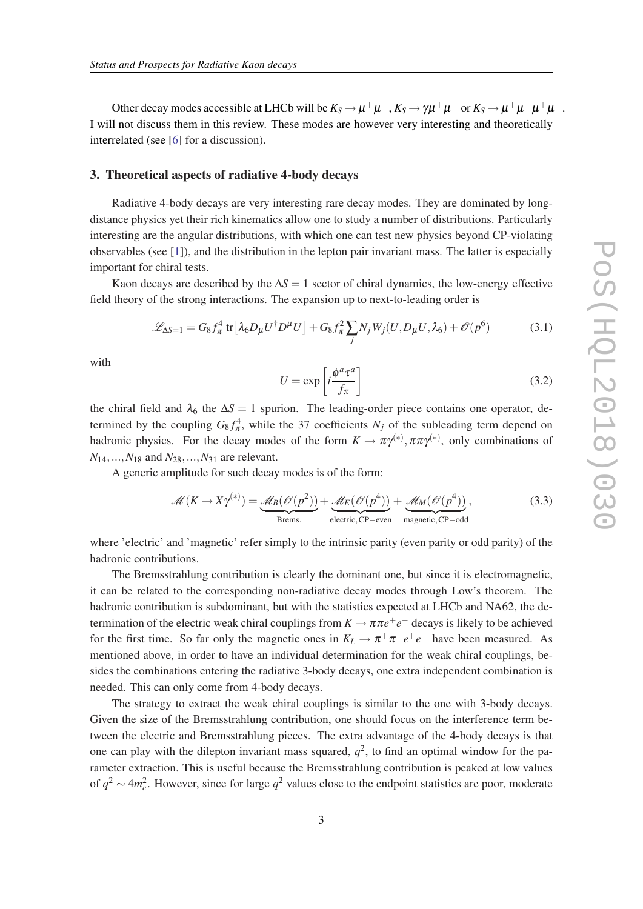Other decay modes accessible at LHCb will be $K_S \to \mu^+\mu^-$, $K_S \to \gamma\mu^+\mu^-$ or $K_S \to \mu^+\mu^-\mu^+\mu^-$. I will not discuss them in this review. These modes are however very interesting and theoretically interrelated (see [6] for a discussion).

## 3. Theoretical aspects of radiative 4-body decays

Radiative 4-body decays are very interesting rare decay modes. They are dominated by long-distance physics yet their rich kinematics allow one to study a number of distributions. Particularly interesting are the angular distributions, with which one can test new physics beyond CP-violating observables (see [1]), and the distribution in the lepton pair invariant mass. The latter is especially important for chiral tests.

Kaon decays are described by the $\Delta S = 1$ sector of chiral dynamics, the low-energy effective field theory of the strong interactions. The expansion up to next-to-leading order is

$$\mathscr{L}_{\Delta S=1} = G_8 f_\pi^4 \operatorname{tr}\left[\lambda_6 D_\mu U^\dagger D^\mu U\right] + G_8 f_\pi^2 \sum_j N_j W_j(U, D_\mu U, \lambda_6) + \mathscr{O}(p^6) \tag{3.1}$$

with

$$U = \exp\left[i\frac{\phi^a \tau^a}{f_\pi}\right] \tag{3.2}$$

the chiral field and $\lambda_6$ the $\Delta S = 1$ spurion. The leading-order piece contains one operator, determined by the coupling $G_8 f_\pi^4$, while the 37 coefficients $N_j$ of the subleading term depend on hadronic physics. For the decay modes of the form $K \to \pi\gamma^{(*)}, \pi\pi\gamma^{(*)}$, only combinations of $N_{14}, ..., N_{18}$ and $N_{28}, ..., N_{31}$ are relevant.

A generic amplitude for such decay modes is of the form:

$$\mathscr{M}(K \to X\gamma^{(*)}) = \underbrace{\mathscr{M}_B(\mathscr{O}(p^2))}_{\text{Brems.}} + \underbrace{\mathscr{M}_E(\mathscr{O}(p^4))}_{\text{electric, CP-even}} + \underbrace{\mathscr{M}_M(\mathscr{O}(p^4))}_{\text{magnetic, CP-odd}}, \tag{3.3}$$

where 'electric' and 'magnetic' refer simply to the intrinsic parity (even parity or odd parity) of the hadronic contributions.

The Bremsstrahlung contribution is clearly the dominant one, but since it is electromagnetic, it can be related to the corresponding non-radiative decay modes through Low's theorem. The hadronic contribution is subdominant, but with the statistics expected at LHCb and NA62, the determination of the electric weak chiral couplings from $K \to \pi\pi e^+e^-$ decays is likely to be achieved for the first time. So far only the magnetic ones in $K_L \to \pi^+\pi^-e^+e^-$ have been measured. As mentioned above, in order to have an individual determination for the weak chiral couplings, besides the combinations entering the radiative 3-body decays, one extra independent combination is needed. This can only come from 4-body decays.

The strategy to extract the weak chiral couplings is similar to the one with 3-body decays. Given the size of the Bremsstrahlung contribution, one should focus on the interference term between the electric and Bremsstrahlung pieces. The extra advantage of the 4-body decays is that one can play with the dilepton invariant mass squared, $q^2$, to find an optimal window for the parameter extraction. This is useful because the Bremsstrahlung contribution is peaked at low values of $q^2 \sim 4m_e^2$. However, since for large $q^2$ values close to the endpoint statistics are poor, moderate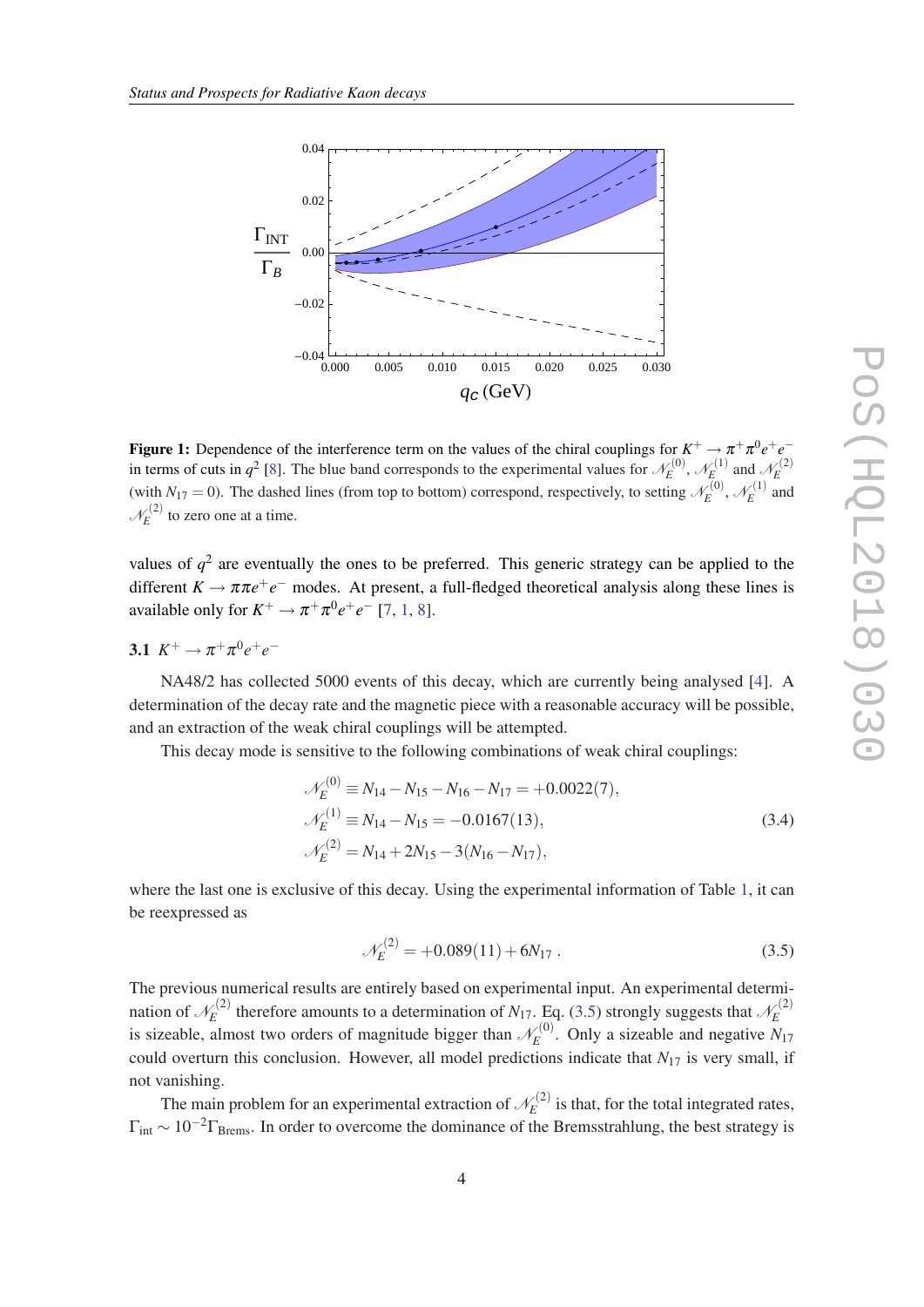**Figure 1:** Dependence of the interference term on the values of the chiral couplings for $K^+ \to \pi^+\pi^0 e^+e^-$ in terms of cuts in $q^2$ [8]. The blue band corresponds to the experimental values for $\mathcal{N}_E^{(0)}$, $\mathcal{N}_E^{(1)}$ and $\mathcal{N}_E^{(2)}$ (with $N_{17} = 0$). The dashed lines (from top to bottom) correspond, respectively, to setting $\mathcal{N}_E^{(0)}$, $\mathcal{N}_E^{(1)}$ and $\mathcal{N}_E^{(2)}$ to zero one at a time.

values of $q^2$ are eventually the ones to be preferred. This generic strategy can be applied to the different $K \to \pi\pi e^+e^-$ modes. At present, a full-fledged theoretical analysis along these lines is available only for $K^+ \to \pi^+\pi^0 e^+e^-$ [7, 1, 8].

### 3.1 $K^+ \to \pi^+\pi^0 e^+e^-$

NA48/2 has collected 5000 events of this decay, which are currently being analysed [4]. A determination of the decay rate and the magnetic piece with a reasonable accuracy will be possible, and an extraction of the weak chiral couplings will be attempted.

This decay mode is sensitive to the following combinations of weak chiral couplings:

$$
\begin{aligned}
\mathcal{N}_E^{(0)} &\equiv N_{14} - N_{15} - N_{16} - N_{17} = +0.0022(7), \\
\mathcal{N}_E^{(1)} &\equiv N_{14} - N_{15} = -0.0167(13), \\
\mathcal{N}_E^{(2)} &= N_{14} + 2N_{15} - 3(N_{16} - N_{17}),
\end{aligned}
\tag{3.4}
$$

where the last one is exclusive of this decay. Using the experimental information of Table 1, it can be reexpressed as

$$
\mathcal{N}_E^{(2)} = +0.089(11) + 6N_{17} \,. \tag{3.5}
$$

The previous numerical results are entirely based on experimental input. An experimental determination of $\mathcal{N}_E^{(2)}$ therefore amounts to a determination of $N_{17}$. Eq. (3.5) strongly suggests that $\mathcal{N}_E^{(2)}$ is sizeable, almost two orders of magnitude bigger than $\mathcal{N}_E^{(0)}$. Only a sizeable and negative $N_{17}$ could overturn this conclusion. However, all model predictions indicate that $N_{17}$ is very small, if not vanishing.

The main problem for an experimental extraction of $\mathcal{N}_E^{(2)}$ is that, for the total integrated rates, $\Gamma_{\rm int} \sim 10^{-2}\Gamma_{\rm Brems}$. In order to overcome the dominance of the Bremsstrahlung, the best strategy is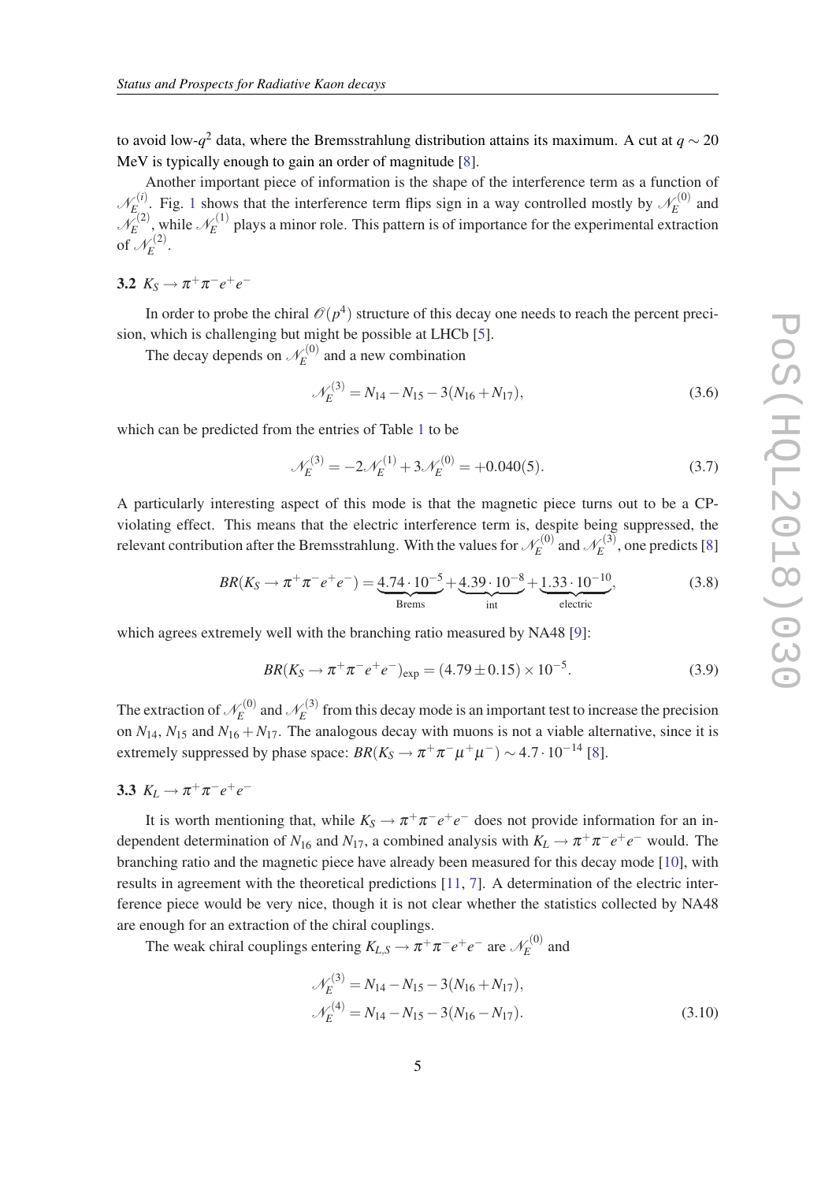to avoid low-$q^2$ data, where the Bremsstrahlung distribution attains its maximum. A cut at $q \sim 20$ MeV is typically enough to gain an order of magnitude [8].

Another important piece of information is the shape of the interference term as a function of $\mathscr{N}_E^{(i)}$. Fig. 1 shows that the interference term flips sign in a way controlled mostly by $\mathscr{N}_E^{(0)}$ and $\mathscr{N}_E^{(2)}$, while $\mathscr{N}_E^{(1)}$ plays a minor role. This pattern is of importance for the experimental extraction of $\mathscr{N}_E^{(2)}$.

### 3.2 $K_S \to \pi^+\pi^- e^+e^-$

In order to probe the chiral $\mathscr{O}(p^4)$ structure of this decay one needs to reach the percent precision, which is challenging but might be possible at LHCb [5].

The decay depends on $\mathscr{N}_E^{(0)}$ and a new combination

$$\mathscr{N}_E^{(3)} = N_{14} - N_{15} - 3(N_{16} + N_{17}), \tag{3.6}$$

which can be predicted from the entries of Table 1 to be

$$\mathscr{N}_E^{(3)} = -2\mathscr{N}_E^{(1)} + 3\mathscr{N}_E^{(0)} = +0.040(5). \tag{3.7}$$

A particularly interesting aspect of this mode is that the magnetic piece turns out to be a CP-violating effect. This means that the electric interference term is, despite being suppressed, the relevant contribution after the Bremsstrahlung. With the values for $\mathscr{N}_E^{(0)}$ and $\mathscr{N}_E^{(3)}$, one predicts [8]

$$BR(K_S \to \pi^+\pi^- e^+e^-) = \underbrace{4.74 \cdot 10^{-5}}_{\text{Brems}} + \underbrace{4.39 \cdot 10^{-8}}_{\text{int}} + \underbrace{1.33 \cdot 10^{-10}}_{\text{electric}}, \tag{3.8}$$

which agrees extremely well with the branching ratio measured by NA48 [9]:

$$BR(K_S \to \pi^+\pi^- e^+e^-)_{\text{exp}} = (4.79 \pm 0.15) \times 10^{-5}. \tag{3.9}$$

The extraction of $\mathscr{N}_E^{(0)}$ and $\mathscr{N}_E^{(3)}$ from this decay mode is an important test to increase the precision on $N_{14}$, $N_{15}$ and $N_{16} + N_{17}$. The analogous decay with muons is not a viable alternative, since it is extremely suppressed by phase space: $BR(K_S \to \pi^+\pi^-\mu^+\mu^-) \sim 4.7 \cdot 10^{-14}$ [8].

### 3.3 $K_L \to \pi^+\pi^- e^+e^-$

It is worth mentioning that, while $K_S \to \pi^+\pi^- e^+e^-$ does not provide information for an independent determination of $N_{16}$ and $N_{17}$, a combined analysis with $K_L \to \pi^+\pi^- e^+e^-$ would. The branching ratio and the magnetic piece have already been measured for this decay mode [10], with results in agreement with the theoretical predictions [11, 7]. A determination of the electric interference piece would be very nice, though it is not clear whether the statistics collected by NA48 are enough for an extraction of the chiral couplings.

The weak chiral couplings entering $K_{L,S} \to \pi^+\pi^- e^+e^-$ are $\mathscr{N}_E^{(0)}$ and

$$\begin{aligned}
\mathscr{N}_E^{(3)} &= N_{14} - N_{15} - 3(N_{16} + N_{17}), \\
\mathscr{N}_E^{(4)} &= N_{14} - N_{15} - 3(N_{16} - N_{17}).
\end{aligned} \tag{3.10}$$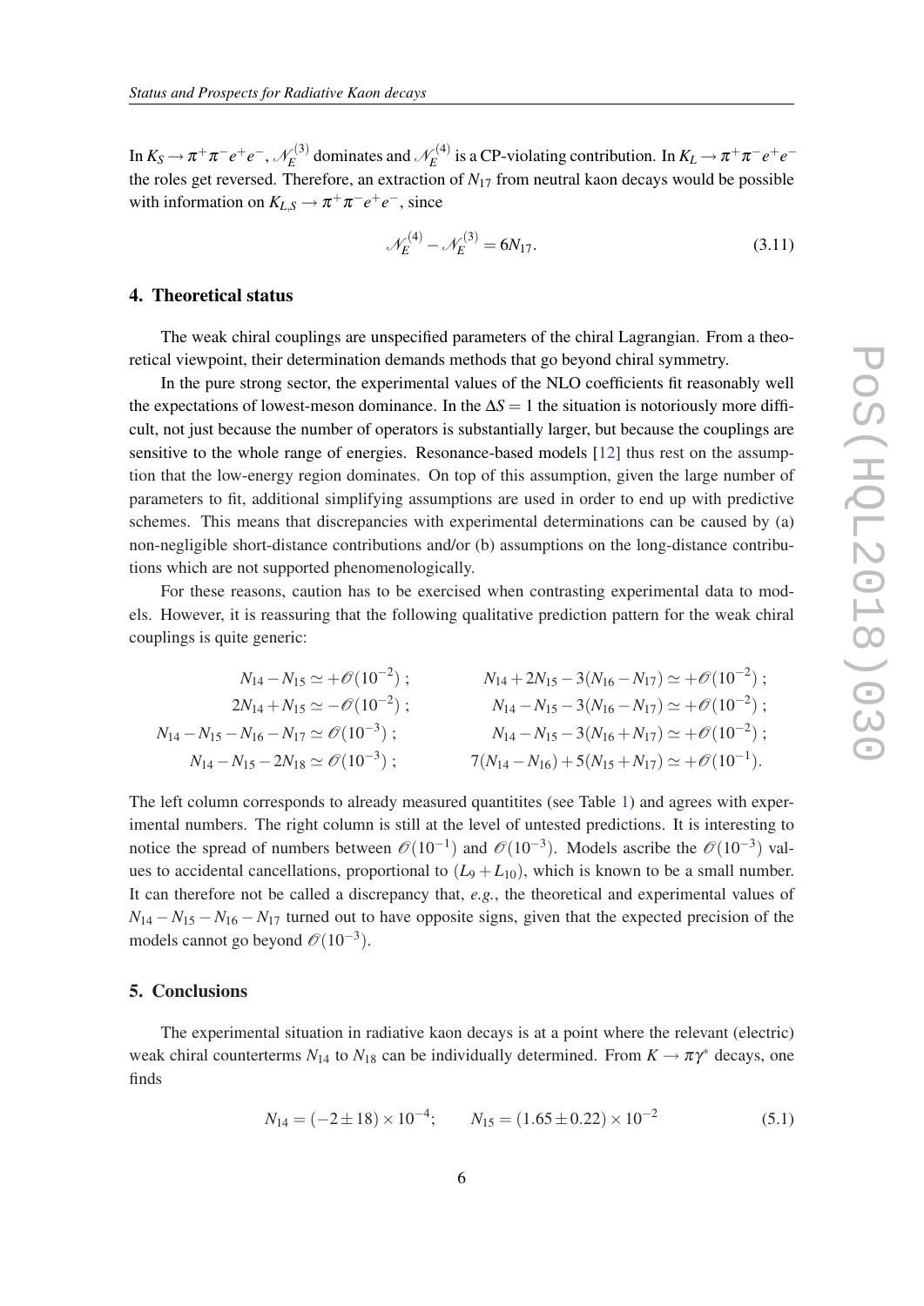In $K_S \to \pi^+\pi^- e^+e^-$, $\mathscr{N}_E^{(3)}$ dominates and $\mathscr{N}_E^{(4)}$ is a CP-violating contribution. In $K_L \to \pi^+\pi^- e^+e^-$ the roles get reversed. Therefore, an extraction of $N_{17}$ from neutral kaon decays would be possible with information on $K_{L,S} \to \pi^+\pi^- e^+e^-$, since

$$\mathscr{N}_E^{(4)} - \mathscr{N}_E^{(3)} = 6N_{17}. \tag{3.11}$$

## 4. Theoretical status

The weak chiral couplings are unspecified parameters of the chiral Lagrangian. From a theoretical viewpoint, their determination demands methods that go beyond chiral symmetry.

In the pure strong sector, the experimental values of the NLO coefficients fit reasonably well the expectations of lowest-meson dominance. In the $\Delta S = 1$ the situation is notoriously more difficult, not just because the number of operators is substantially larger, but because the couplings are sensitive to the whole range of energies. Resonance-based models [12] thus rest on the assumption that the low-energy region dominates. On top of this assumption, given the large number of parameters to fit, additional simplifying assumptions are used in order to end up with predictive schemes. This means that discrepancies with experimental determinations can be caused by (a) non-negligible short-distance contributions and/or (b) assumptions on the long-distance contributions which are not supported phenomenologically.

For these reasons, caution has to be exercised when contrasting experimental data to models. However, it is reassuring that the following qualitative prediction pattern for the weak chiral couplings is quite generic:

$$\begin{aligned}
N_{14} - N_{15} &\simeq +\mathscr{O}(10^{-2})\,; & N_{14} + 2N_{15} - 3(N_{16} - N_{17}) &\simeq +\mathscr{O}(10^{-2})\,;\\
2N_{14} + N_{15} &\simeq -\mathscr{O}(10^{-2})\,; & N_{14} - N_{15} - 3(N_{16} - N_{17}) &\simeq +\mathscr{O}(10^{-2})\,;\\
N_{14} - N_{15} - N_{16} - N_{17} &\simeq \mathscr{O}(10^{-3})\,; & N_{14} - N_{15} - 3(N_{16} + N_{17}) &\simeq +\mathscr{O}(10^{-2})\,;\\
N_{14} - N_{15} - 2N_{18} &\simeq \mathscr{O}(10^{-3})\,; & 7(N_{14} - N_{16}) + 5(N_{15} + N_{17}) &\simeq +\mathscr{O}(10^{-1}).
\end{aligned}$$

The left column corresponds to already measured quantitites (see Table 1) and agrees with experimental numbers. The right column is still at the level of untested predictions. It is interesting to notice the spread of numbers between $\mathscr{O}(10^{-1})$ and $\mathscr{O}(10^{-3})$. Models ascribe the $\mathscr{O}(10^{-3})$ values to accidental cancellations, proportional to $(L_9 + L_{10})$, which is known to be a small number. It can therefore not be called a discrepancy that, *e.g.*, the theoretical and experimental values of $N_{14} - N_{15} - N_{16} - N_{17}$ turned out to have opposite signs, given that the expected precision of the models cannot go beyond $\mathscr{O}(10^{-3})$.

## 5. Conclusions

The experimental situation in radiative kaon decays is at a point where the relevant (electric) weak chiral counterterms $N_{14}$ to $N_{18}$ can be individually determined. From $K \to \pi\gamma^*$ decays, one finds

$$N_{14} = (-2 \pm 18) \times 10^{-4}; \qquad N_{15} = (1.65 \pm 0.22) \times 10^{-2} \tag{5.1}$$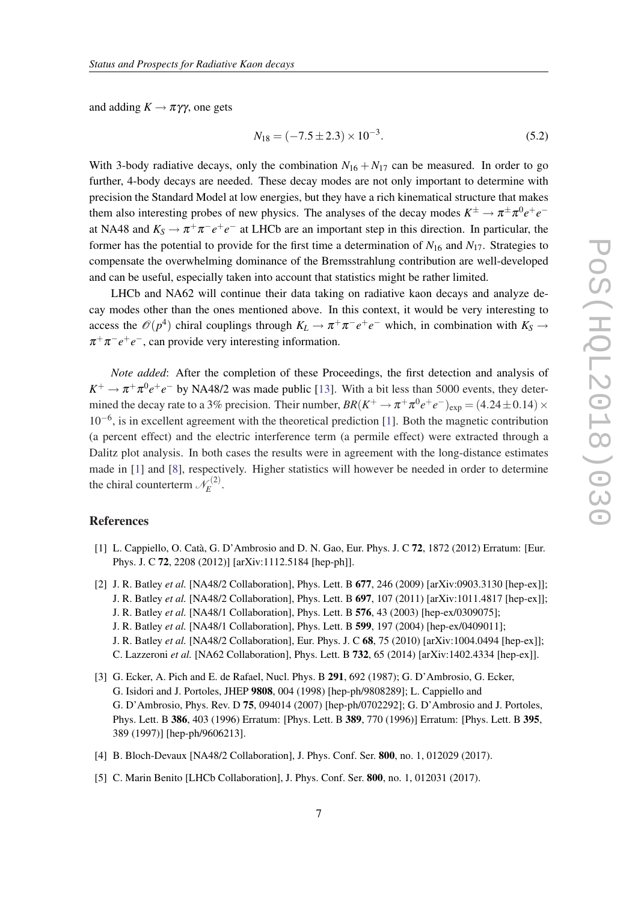and adding $K \to \pi\gamma\gamma$, one gets

$$N_{18} = (-7.5 \pm 2.3) \times 10^{-3}. \tag{5.2}$$

With 3-body radiative decays, only the combination $N_{16} + N_{17}$ can be measured. In order to go further, 4-body decays are needed. These decay modes are not only important to determine with precision the Standard Model at low energies, but they have a rich kinematical structure that makes them also interesting probes of new physics. The analyses of the decay modes $K^{\pm} \to \pi^{\pm}\pi^{0}e^{+}e^{-}$ at NA48 and $K_S \to \pi^{+}\pi^{-}e^{+}e^{-}$ at LHCb are an important step in this direction. In particular, the former has the potential to provide for the first time a determination of $N_{16}$ and $N_{17}$. Strategies to compensate the overwhelming dominance of the Bremsstrahlung contribution are well-developed and can be useful, especially taken into account that statistics might be rather limited.

LHCb and NA62 will continue their data taking on radiative kaon decays and analyze decay modes other than the ones mentioned above. In this context, it would be very interesting to access the $\mathcal{O}(p^4)$ chiral couplings through $K_L \to \pi^{+}\pi^{-}e^{+}e^{-}$ which, in combination with $K_S \to \pi^{+}\pi^{-}e^{+}e^{-}$, can provide very interesting information.

*Note added*: After the completion of these Proceedings, the first detection and analysis of $K^{+} \to \pi^{+}\pi^{0}e^{+}e^{-}$ by NA48/2 was made public [13]. With a bit less than 5000 events, they determined the decay rate to a 3% precision. Their number, $BR(K^{+} \to \pi^{+}\pi^{0}e^{+}e^{-})_{\rm exp} = (4.24 \pm 0.14) \times 10^{-6}$, is in excellent agreement with the theoretical prediction [1]. Both the magnetic contribution (a percent effect) and the electric interference term (a permile effect) were extracted through a Dalitz plot analysis. In both cases the results were in agreement with the long-distance estimates made in [1] and [8], respectively. Higher statistics will however be needed in order to determine the chiral counterterm $\mathcal{N}_E^{(2)}$.

## References

[1] L. Cappiello, O. Catà, G. D'Ambrosio and D. N. Gao, Eur. Phys. J. C **72**, 1872 (2012) Erratum: [Eur. Phys. J. C **72**, 2208 (2012)] [arXiv:1112.5184 [hep-ph]].

[2] J. R. Batley *et al.* [NA48/2 Collaboration], Phys. Lett. B **677**, 246 (2009) [arXiv:0903.3130 [hep-ex]]; J. R. Batley *et al.* [NA48/2 Collaboration], Phys. Lett. B **697**, 107 (2011) [arXiv:1011.4817 [hep-ex]]; J. R. Batley *et al.* [NA48/1 Collaboration], Phys. Lett. B **576**, 43 (2003) [hep-ex/0309075]; J. R. Batley *et al.* [NA48/1 Collaboration], Phys. Lett. B **599**, 197 (2004) [hep-ex/0409011]; J. R. Batley *et al.* [NA48/2 Collaboration], Eur. Phys. J. C **68**, 75 (2010) [arXiv:1004.0494 [hep-ex]]; C. Lazzeroni *et al.* [NA62 Collaboration], Phys. Lett. B **732**, 65 (2014) [arXiv:1402.4334 [hep-ex]].

[3] G. Ecker, A. Pich and E. de Rafael, Nucl. Phys. B **291**, 692 (1987); G. D'Ambrosio, G. Ecker, G. Isidori and J. Portoles, JHEP **9808**, 004 (1998) [hep-ph/9808289]; L. Cappiello and G. D'Ambrosio, Phys. Rev. D **75**, 094014 (2007) [hep-ph/0702292]; G. D'Ambrosio and J. Portoles, Phys. Lett. B **386**, 403 (1996) Erratum: [Phys. Lett. B **389**, 770 (1996)] Erratum: [Phys. Lett. B **395**, 389 (1997)] [hep-ph/9606213].

[4] B. Bloch-Devaux [NA48/2 Collaboration], J. Phys. Conf. Ser. **800**, no. 1, 012029 (2017).

[5] C. Marin Benito [LHCb Collaboration], J. Phys. Conf. Ser. **800**, no. 1, 012031 (2017).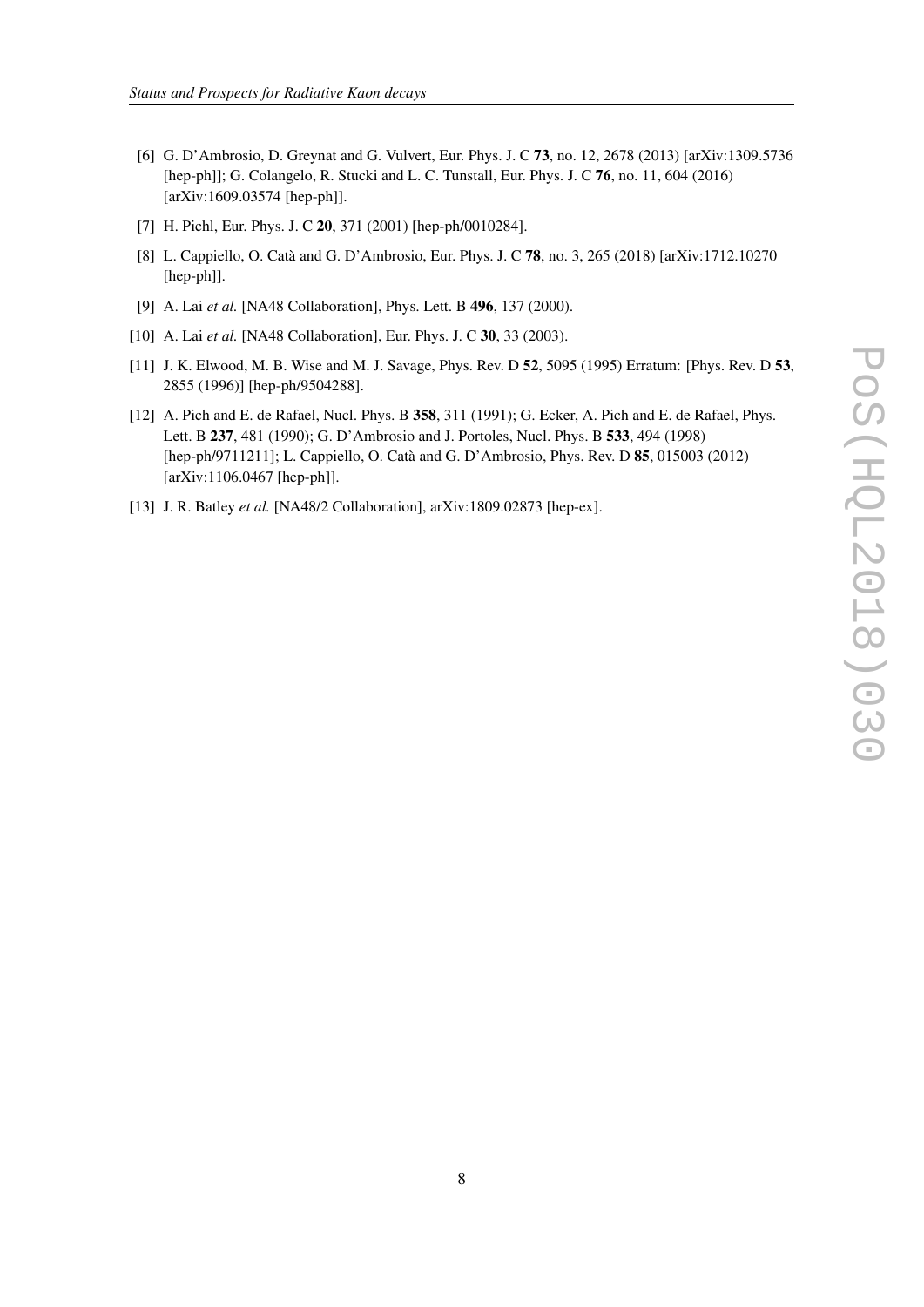[6] G. D'Ambrosio, D. Greynat and G. Vulvert, Eur. Phys. J. C **73**, no. 12, 2678 (2013) [arXiv:1309.5736 [hep-ph]]; G. Colangelo, R. Stucki and L. C. Tunstall, Eur. Phys. J. C **76**, no. 11, 604 (2016) [arXiv:1609.03574 [hep-ph]].

[7] H. Pichl, Eur. Phys. J. C **20**, 371 (2001) [hep-ph/0010284].

[8] L. Cappiello, O. Catà and G. D'Ambrosio, Eur. Phys. J. C **78**, no. 3, 265 (2018) [arXiv:1712.10270 [hep-ph]].

[9] A. Lai *et al.* [NA48 Collaboration], Phys. Lett. B **496**, 137 (2000).

[10] A. Lai *et al.* [NA48 Collaboration], Eur. Phys. J. C **30**, 33 (2003).

[11] J. K. Elwood, M. B. Wise and M. J. Savage, Phys. Rev. D **52**, 5095 (1995) Erratum: [Phys. Rev. D **53**, 2855 (1996)] [hep-ph/9504288].

[12] A. Pich and E. de Rafael, Nucl. Phys. B **358**, 311 (1991); G. Ecker, A. Pich and E. de Rafael, Phys. Lett. B **237**, 481 (1990); G. D'Ambrosio and J. Portoles, Nucl. Phys. B **533**, 494 (1998) [hep-ph/9711211]; L. Cappiello, O. Catà and G. D'Ambrosio, Phys. Rev. D **85**, 015003 (2012) [arXiv:1106.0467 [hep-ph]].

[13] J. R. Batley *et al.* [NA48/2 Collaboration], arXiv:1809.02873 [hep-ex].